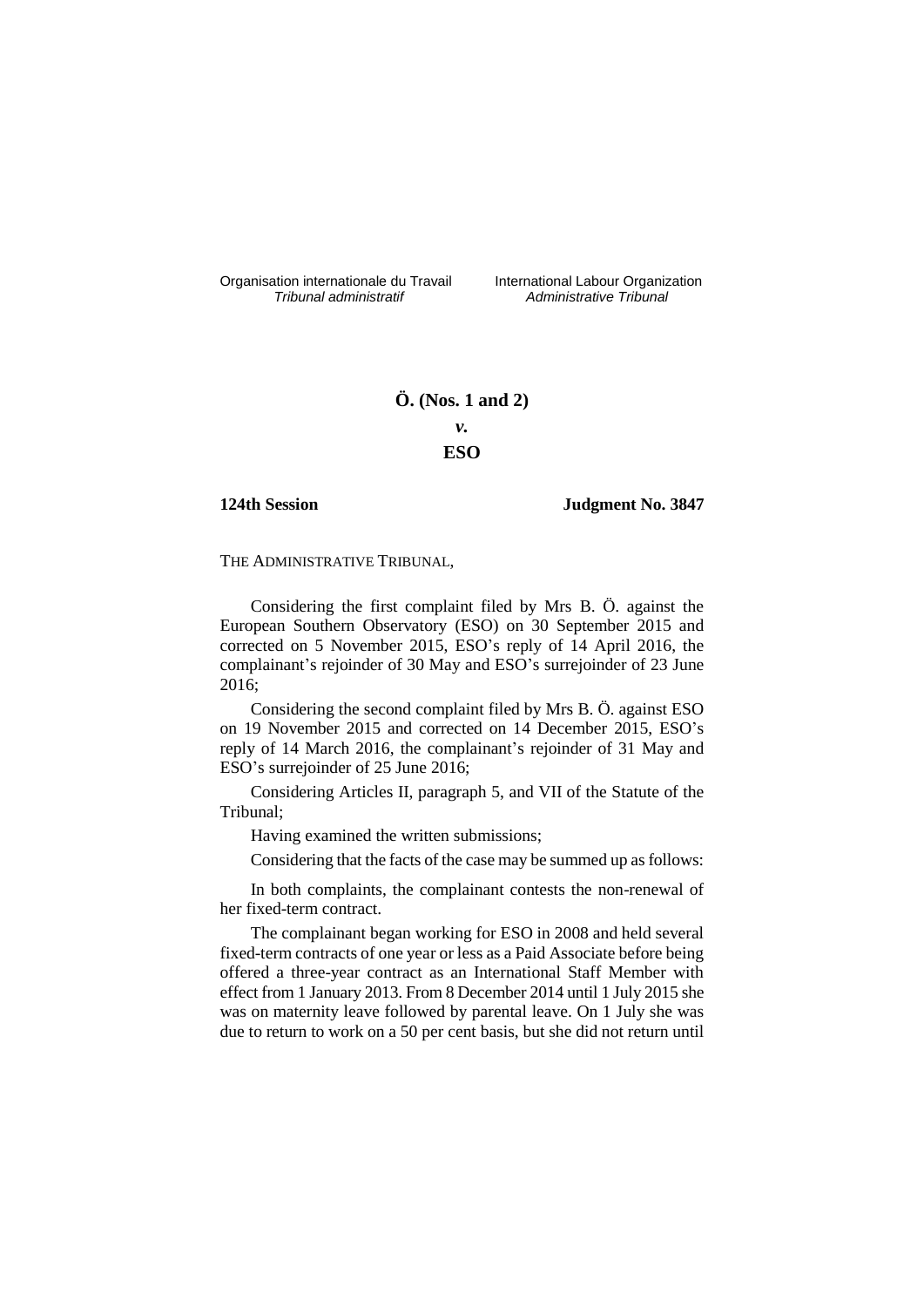Organisation internationale du Travail
*Tribunal administratif*

International Labour Organization
*Administrative Tribunal*

**Ö. (Nos. 1 and 2)**

***v.***

**ESO**

**124th Session** **Judgment No. 3847**

THE ADMINISTRATIVE TRIBUNAL,

Considering the first complaint filed by Mrs B. Ö. against the European Southern Observatory (ESO) on 30 September 2015 and corrected on 5 November 2015, ESO's reply of 14 April 2016, the complainant's rejoinder of 30 May and ESO's surrejoinder of 23 June 2016;

Considering the second complaint filed by Mrs B. Ö. against ESO on 19 November 2015 and corrected on 14 December 2015, ESO's reply of 14 March 2016, the complainant's rejoinder of 31 May and ESO's surrejoinder of 25 June 2016;

Considering Articles II, paragraph 5, and VII of the Statute of the Tribunal;

Having examined the written submissions;

Considering that the facts of the case may be summed up as follows:

In both complaints, the complainant contests the non-renewal of her fixed-term contract.

The complainant began working for ESO in 2008 and held several fixed-term contracts of one year or less as a Paid Associate before being offered a three-year contract as an International Staff Member with effect from 1 January 2013. From 8 December 2014 until 1 July 2015 she was on maternity leave followed by parental leave. On 1 July she was due to return to work on a 50 per cent basis, but she did not return until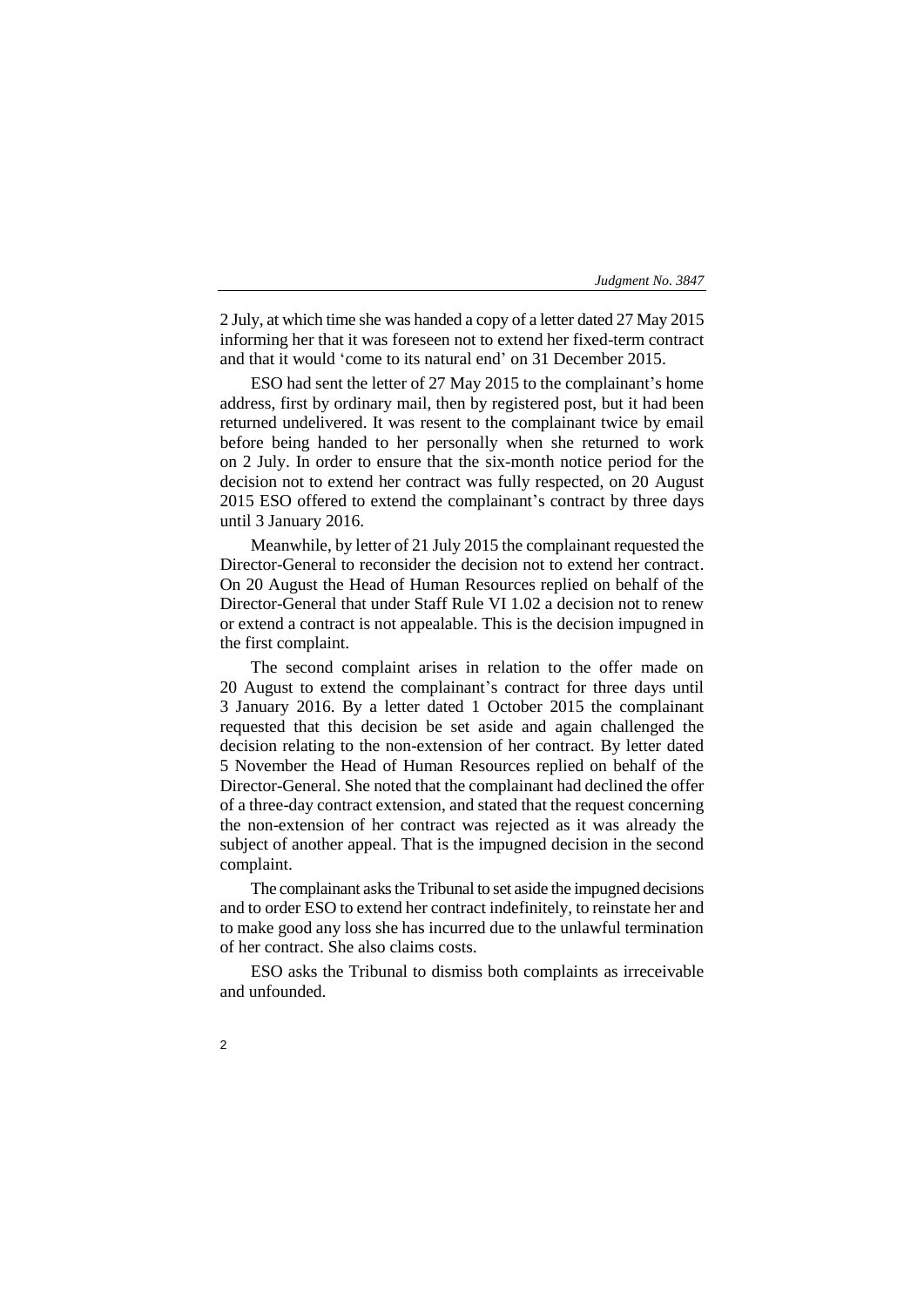2 July, at which time she was handed a copy of a letter dated 27 May 2015 informing her that it was foreseen not to extend her fixed-term contract and that it would 'come to its natural end' on 31 December 2015.

ESO had sent the letter of 27 May 2015 to the complainant's home address, first by ordinary mail, then by registered post, but it had been returned undelivered. It was resent to the complainant twice by email before being handed to her personally when she returned to work on 2 July. In order to ensure that the six-month notice period for the decision not to extend her contract was fully respected, on 20 August 2015 ESO offered to extend the complainant's contract by three days until 3 January 2016.

Meanwhile, by letter of 21 July 2015 the complainant requested the Director-General to reconsider the decision not to extend her contract. On 20 August the Head of Human Resources replied on behalf of the Director-General that under Staff Rule VI 1.02 a decision not to renew or extend a contract is not appealable. This is the decision impugned in the first complaint.

The second complaint arises in relation to the offer made on 20 August to extend the complainant's contract for three days until 3 January 2016. By a letter dated 1 October 2015 the complainant requested that this decision be set aside and again challenged the decision relating to the non-extension of her contract. By letter dated 5 November the Head of Human Resources replied on behalf of the Director-General. She noted that the complainant had declined the offer of a three-day contract extension, and stated that the request concerning the non-extension of her contract was rejected as it was already the subject of another appeal. That is the impugned decision in the second complaint.

The complainant asks the Tribunal to set aside the impugned decisions and to order ESO to extend her contract indefinitely, to reinstate her and to make good any loss she has incurred due to the unlawful termination of her contract. She also claims costs.

ESO asks the Tribunal to dismiss both complaints as irreceivable and unfounded.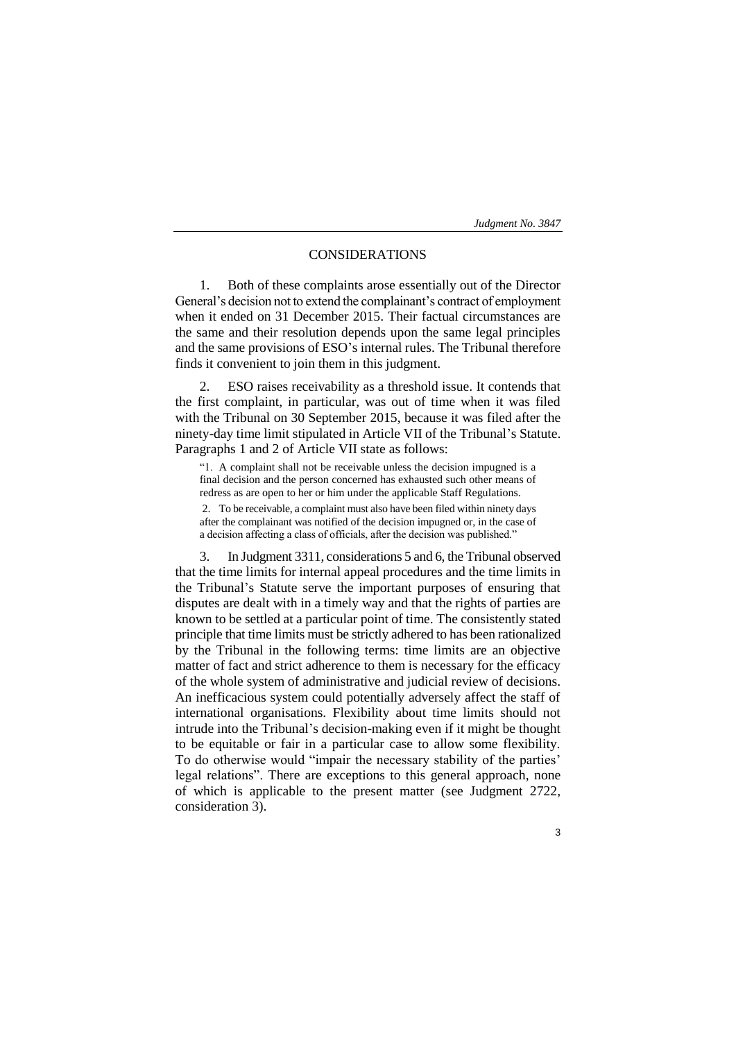## CONSIDERATIONS

1. Both of these complaints arose essentially out of the Director General's decision not to extend the complainant's contract of employment when it ended on 31 December 2015. Their factual circumstances are the same and their resolution depends upon the same legal principles and the same provisions of ESO's internal rules. The Tribunal therefore finds it convenient to join them in this judgment.

2. ESO raises receivability as a threshold issue. It contends that the first complaint, in particular, was out of time when it was filed with the Tribunal on 30 September 2015, because it was filed after the ninety-day time limit stipulated in Article VII of the Tribunal's Statute. Paragraphs 1 and 2 of Article VII state as follows:

> "1. A complaint shall not be receivable unless the decision impugned is a final decision and the person concerned has exhausted such other means of redress as are open to her or him under the applicable Staff Regulations.
>
> 2. To be receivable, a complaint must also have been filed within ninety days after the complainant was notified of the decision impugned or, in the case of a decision affecting a class of officials, after the decision was published."

3. In Judgment 3311, considerations 5 and 6, the Tribunal observed that the time limits for internal appeal procedures and the time limits in the Tribunal's Statute serve the important purposes of ensuring that disputes are dealt with in a timely way and that the rights of parties are known to be settled at a particular point of time. The consistently stated principle that time limits must be strictly adhered to has been rationalized by the Tribunal in the following terms: time limits are an objective matter of fact and strict adherence to them is necessary for the efficacy of the whole system of administrative and judicial review of decisions. An inefficacious system could potentially adversely affect the staff of international organisations. Flexibility about time limits should not intrude into the Tribunal's decision-making even if it might be thought to be equitable or fair in a particular case to allow some flexibility. To do otherwise would "impair the necessary stability of the parties' legal relations". There are exceptions to this general approach, none of which is applicable to the present matter (see Judgment 2722, consideration 3).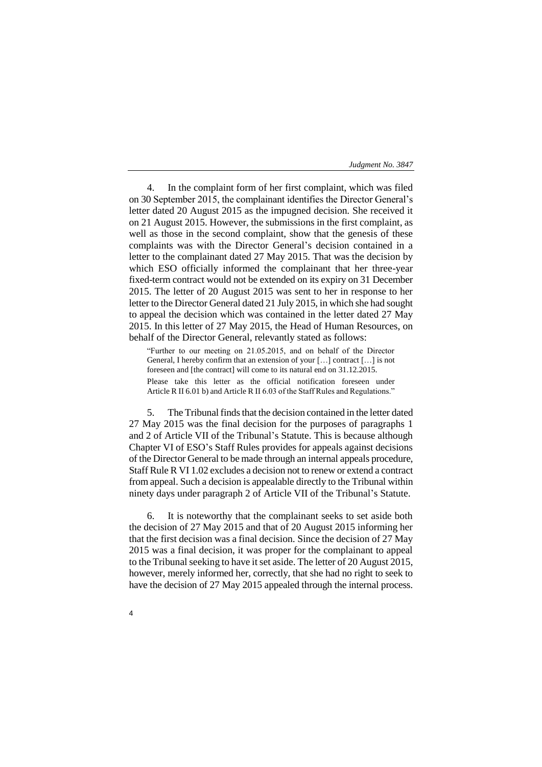4. In the complaint form of her first complaint, which was filed on 30 September 2015, the complainant identifies the Director General's letter dated 20 August 2015 as the impugned decision. She received it on 21 August 2015. However, the submissions in the first complaint, as well as those in the second complaint, show that the genesis of these complaints was with the Director General's decision contained in a letter to the complainant dated 27 May 2015. That was the decision by which ESO officially informed the complainant that her three-year fixed-term contract would not be extended on its expiry on 31 December 2015. The letter of 20 August 2015 was sent to her in response to her letter to the Director General dated 21 July 2015, in which she had sought to appeal the decision which was contained in the letter dated 27 May 2015. In this letter of 27 May 2015, the Head of Human Resources, on behalf of the Director General, relevantly stated as follows:

> "Further to our meeting on 21.05.2015, and on behalf of the Director General, I hereby confirm that an extension of your […] contract […] is not foreseen and [the contract] will come to its natural end on 31.12.2015.
>
> Please take this letter as the official notification foreseen under Article R II 6.01 b) and Article R II 6.03 of the Staff Rules and Regulations."

5. The Tribunal finds that the decision contained in the letter dated 27 May 2015 was the final decision for the purposes of paragraphs 1 and 2 of Article VII of the Tribunal's Statute. This is because although Chapter VI of ESO's Staff Rules provides for appeals against decisions of the Director General to be made through an internal appeals procedure, Staff Rule R VI 1.02 excludes a decision not to renew or extend a contract from appeal. Such a decision is appealable directly to the Tribunal within ninety days under paragraph 2 of Article VII of the Tribunal's Statute.

6. It is noteworthy that the complainant seeks to set aside both the decision of 27 May 2015 and that of 20 August 2015 informing her that the first decision was a final decision. Since the decision of 27 May 2015 was a final decision, it was proper for the complainant to appeal to the Tribunal seeking to have it set aside. The letter of 20 August 2015, however, merely informed her, correctly, that she had no right to seek to have the decision of 27 May 2015 appealed through the internal process.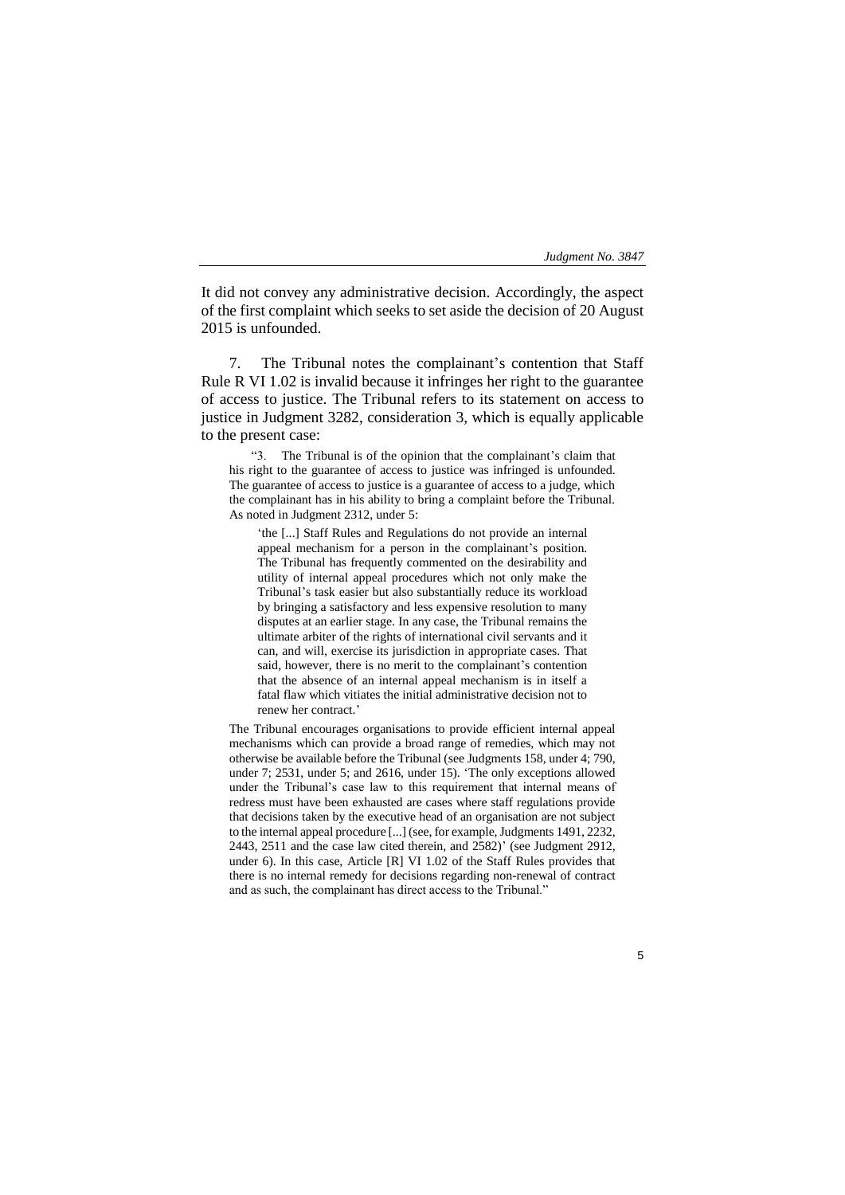It did not convey any administrative decision. Accordingly, the aspect of the first complaint which seeks to set aside the decision of 20 August 2015 is unfounded.

7. The Tribunal notes the complainant's contention that Staff Rule R VI 1.02 is invalid because it infringes her right to the guarantee of access to justice. The Tribunal refers to its statement on access to justice in Judgment 3282, consideration 3, which is equally applicable to the present case:

> "3. The Tribunal is of the opinion that the complainant's claim that his right to the guarantee of access to justice was infringed is unfounded. The guarantee of access to justice is a guarantee of access to a judge, which the complainant has in his ability to bring a complaint before the Tribunal. As noted in Judgment 2312, under 5:
>
> > 'the [...] Staff Rules and Regulations do not provide an internal appeal mechanism for a person in the complainant's position. The Tribunal has frequently commented on the desirability and utility of internal appeal procedures which not only make the Tribunal's task easier but also substantially reduce its workload by bringing a satisfactory and less expensive resolution to many disputes at an earlier stage. In any case, the Tribunal remains the ultimate arbiter of the rights of international civil servants and it can, and will, exercise its jurisdiction in appropriate cases. That said, however, there is no merit to the complainant's contention that the absence of an internal appeal mechanism is in itself a fatal flaw which vitiates the initial administrative decision not to renew her contract.'
>
> The Tribunal encourages organisations to provide efficient internal appeal mechanisms which can provide a broad range of remedies, which may not otherwise be available before the Tribunal (see Judgments 158, under 4; 790, under 7; 2531, under 5; and 2616, under 15). 'The only exceptions allowed under the Tribunal's case law to this requirement that internal means of redress must have been exhausted are cases where staff regulations provide that decisions taken by the executive head of an organisation are not subject to the internal appeal procedure [...] (see, for example, Judgments 1491, 2232, 2443, 2511 and the case law cited therein, and 2582)' (see Judgment 2912, under 6). In this case, Article [R] VI 1.02 of the Staff Rules provides that there is no internal remedy for decisions regarding non-renewal of contract and as such, the complainant has direct access to the Tribunal."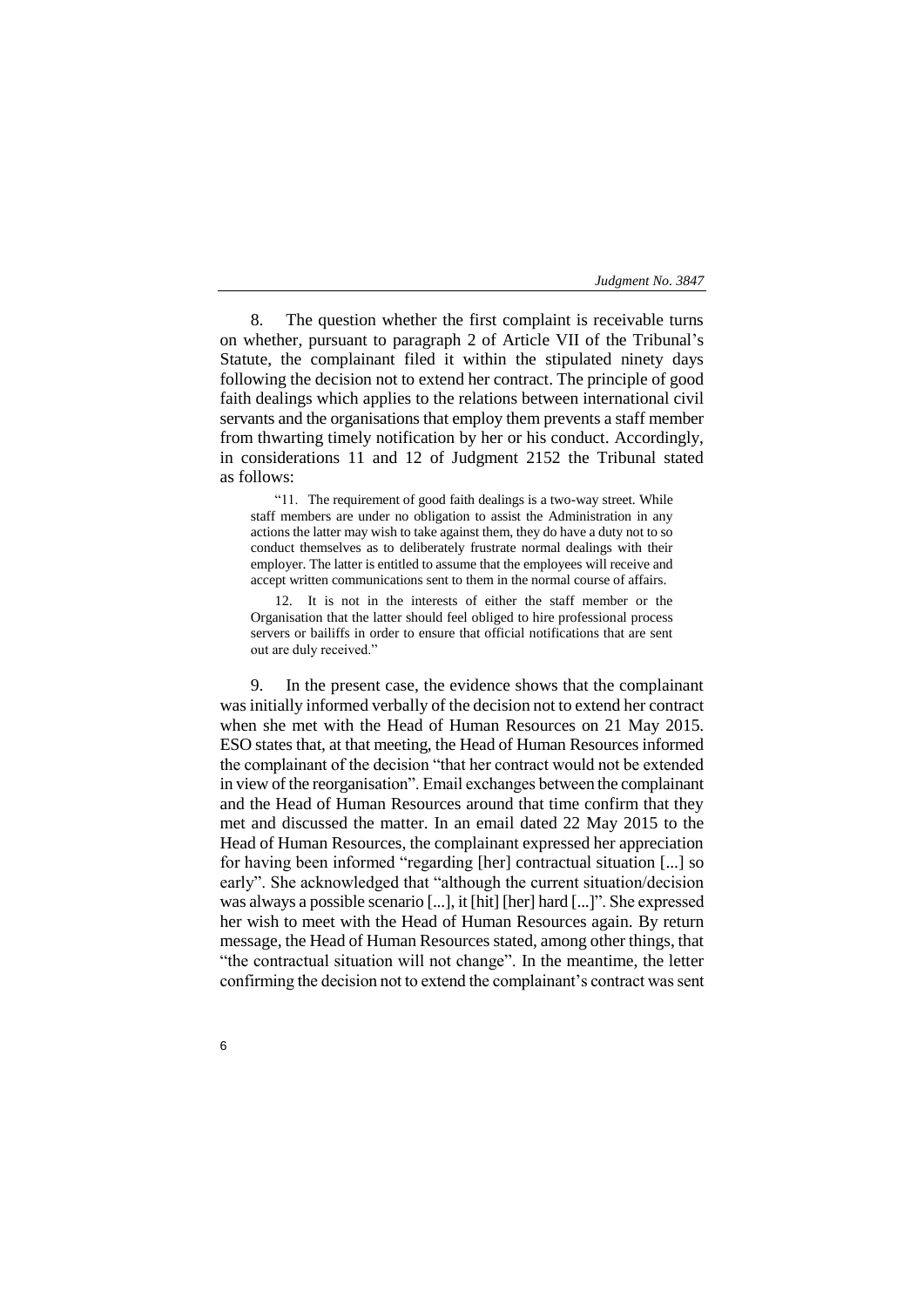8. The question whether the first complaint is receivable turns on whether, pursuant to paragraph 2 of Article VII of the Tribunal's Statute, the complainant filed it within the stipulated ninety days following the decision not to extend her contract. The principle of good faith dealings which applies to the relations between international civil servants and the organisations that employ them prevents a staff member from thwarting timely notification by her or his conduct. Accordingly, in considerations 11 and 12 of Judgment 2152 the Tribunal stated as follows:

> "11. The requirement of good faith dealings is a two-way street. While staff members are under no obligation to assist the Administration in any actions the latter may wish to take against them, they do have a duty not to so conduct themselves as to deliberately frustrate normal dealings with their employer. The latter is entitled to assume that the employees will receive and accept written communications sent to them in the normal course of affairs.
>
> 12. It is not in the interests of either the staff member or the Organisation that the latter should feel obliged to hire professional process servers or bailiffs in order to ensure that official notifications that are sent out are duly received."

9. In the present case, the evidence shows that the complainant was initially informed verbally of the decision not to extend her contract when she met with the Head of Human Resources on 21 May 2015. ESO states that, at that meeting, the Head of Human Resources informed the complainant of the decision "that her contract would not be extended in view of the reorganisation". Email exchanges between the complainant and the Head of Human Resources around that time confirm that they met and discussed the matter. In an email dated 22 May 2015 to the Head of Human Resources, the complainant expressed her appreciation for having been informed "regarding [her] contractual situation [...] so early". She acknowledged that "although the current situation/decision was always a possible scenario [...], it [hit] [her] hard [...]". She expressed her wish to meet with the Head of Human Resources again. By return message, the Head of Human Resources stated, among other things, that "the contractual situation will not change". In the meantime, the letter confirming the decision not to extend the complainant's contract was sent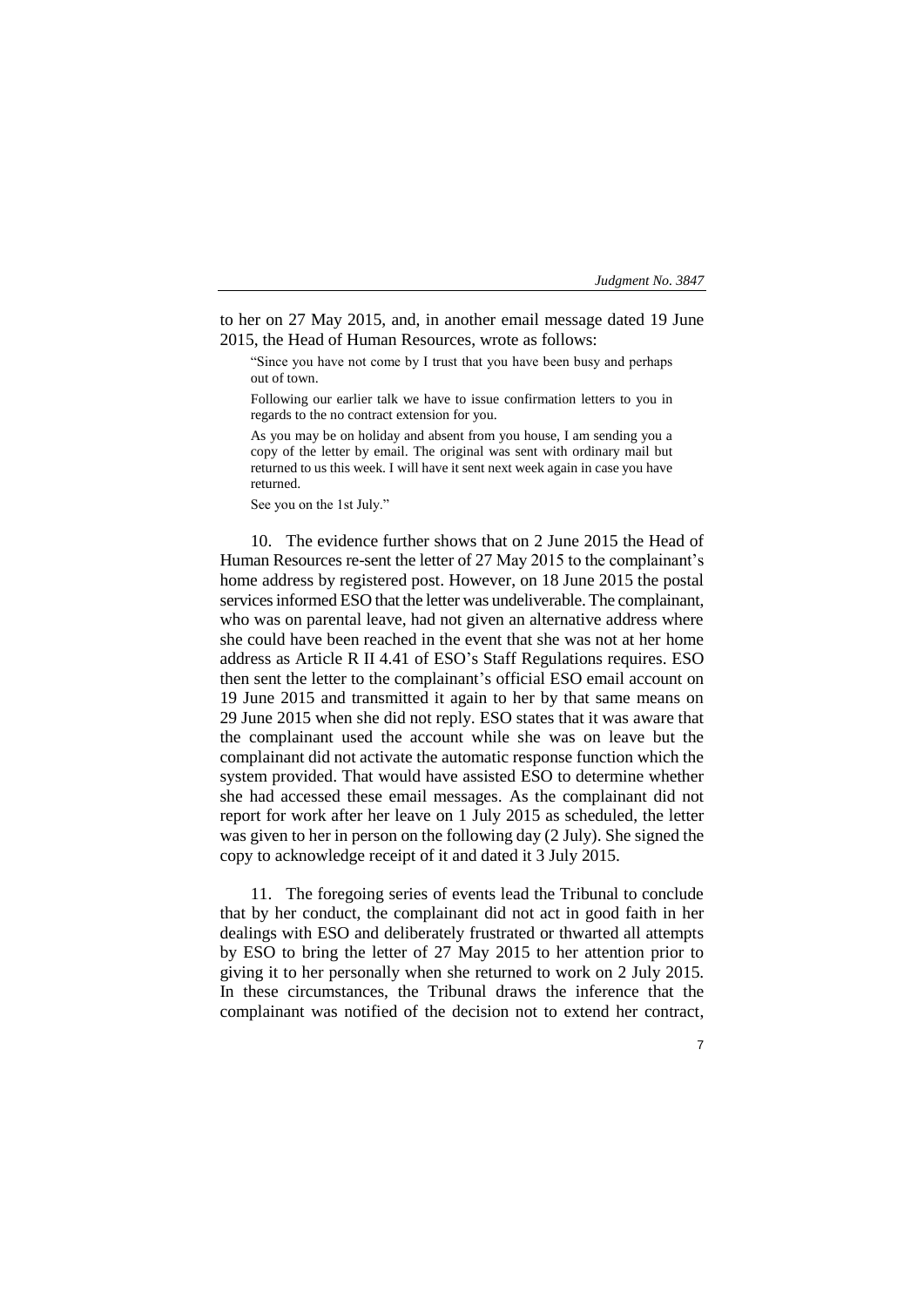to her on 27 May 2015, and, in another email message dated 19 June 2015, the Head of Human Resources, wrote as follows:

> "Since you have not come by I trust that you have been busy and perhaps out of town.
>
> Following our earlier talk we have to issue confirmation letters to you in regards to the no contract extension for you.
>
> As you may be on holiday and absent from you house, I am sending you a copy of the letter by email. The original was sent with ordinary mail but returned to us this week. I will have it sent next week again in case you have returned.
>
> See you on the 1st July."

10. The evidence further shows that on 2 June 2015 the Head of Human Resources re-sent the letter of 27 May 2015 to the complainant's home address by registered post. However, on 18 June 2015 the postal services informed ESO that the letter was undeliverable. The complainant, who was on parental leave, had not given an alternative address where she could have been reached in the event that she was not at her home address as Article R II 4.41 of ESO's Staff Regulations requires. ESO then sent the letter to the complainant's official ESO email account on 19 June 2015 and transmitted it again to her by that same means on 29 June 2015 when she did not reply. ESO states that it was aware that the complainant used the account while she was on leave but the complainant did not activate the automatic response function which the system provided. That would have assisted ESO to determine whether she had accessed these email messages. As the complainant did not report for work after her leave on 1 July 2015 as scheduled, the letter was given to her in person on the following day (2 July). She signed the copy to acknowledge receipt of it and dated it 3 July 2015.

11. The foregoing series of events lead the Tribunal to conclude that by her conduct, the complainant did not act in good faith in her dealings with ESO and deliberately frustrated or thwarted all attempts by ESO to bring the letter of 27 May 2015 to her attention prior to giving it to her personally when she returned to work on 2 July 2015. In these circumstances, the Tribunal draws the inference that the complainant was notified of the decision not to extend her contract,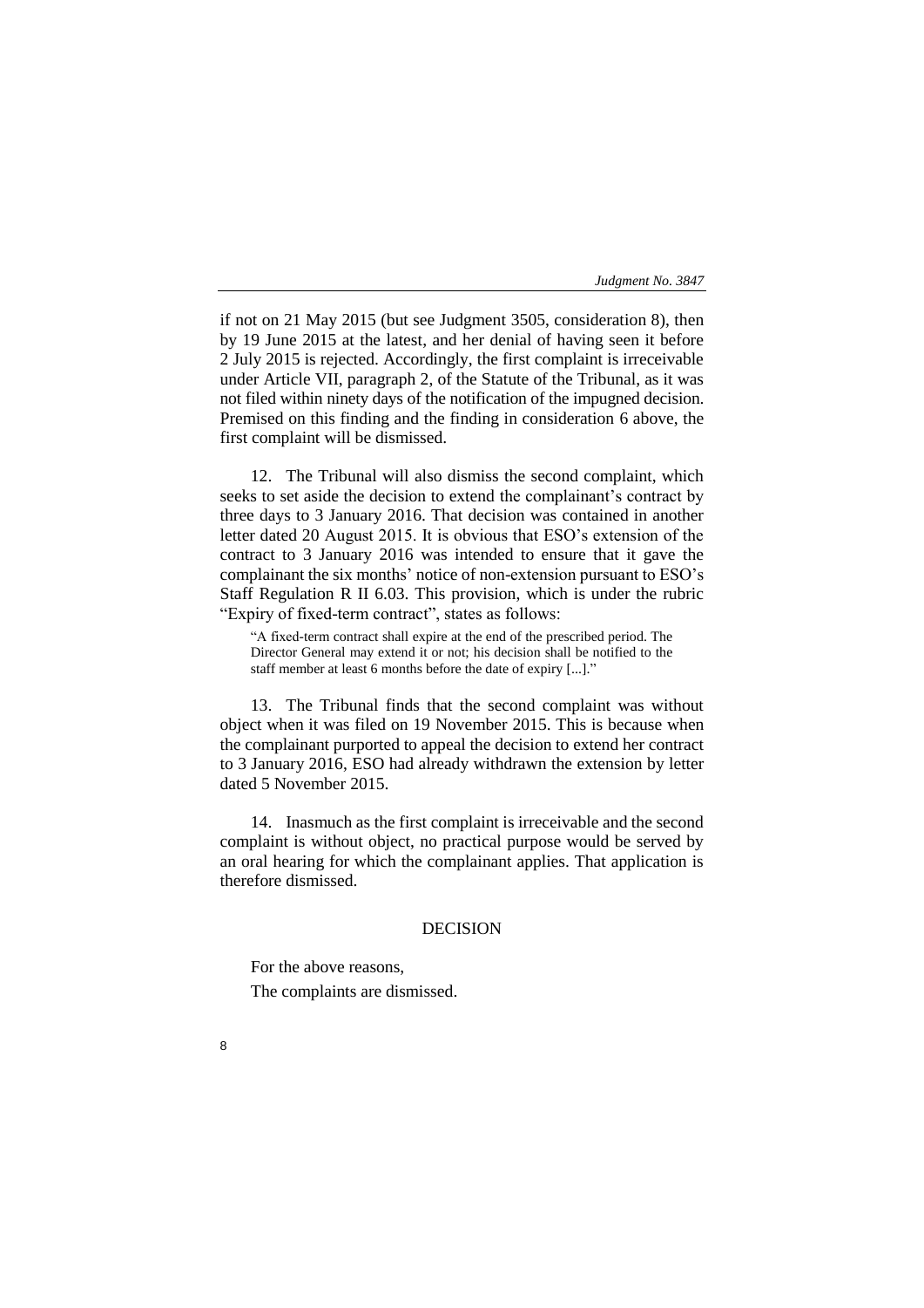if not on 21 May 2015 (but see Judgment 3505, consideration 8), then by 19 June 2015 at the latest, and her denial of having seen it before 2 July 2015 is rejected. Accordingly, the first complaint is irreceivable under Article VII, paragraph 2, of the Statute of the Tribunal, as it was not filed within ninety days of the notification of the impugned decision. Premised on this finding and the finding in consideration 6 above, the first complaint will be dismissed.

12. The Tribunal will also dismiss the second complaint, which seeks to set aside the decision to extend the complainant's contract by three days to 3 January 2016. That decision was contained in another letter dated 20 August 2015. It is obvious that ESO's extension of the contract to 3 January 2016 was intended to ensure that it gave the complainant the six months' notice of non-extension pursuant to ESO's Staff Regulation R II 6.03. This provision, which is under the rubric "Expiry of fixed-term contract", states as follows:

> "A fixed-term contract shall expire at the end of the prescribed period. The Director General may extend it or not; his decision shall be notified to the staff member at least 6 months before the date of expiry [...]."

13. The Tribunal finds that the second complaint was without object when it was filed on 19 November 2015. This is because when the complainant purported to appeal the decision to extend her contract to 3 January 2016, ESO had already withdrawn the extension by letter dated 5 November 2015.

14. Inasmuch as the first complaint is irreceivable and the second complaint is without object, no practical purpose would be served by an oral hearing for which the complainant applies. That application is therefore dismissed.

## DECISION

For the above reasons,

The complaints are dismissed.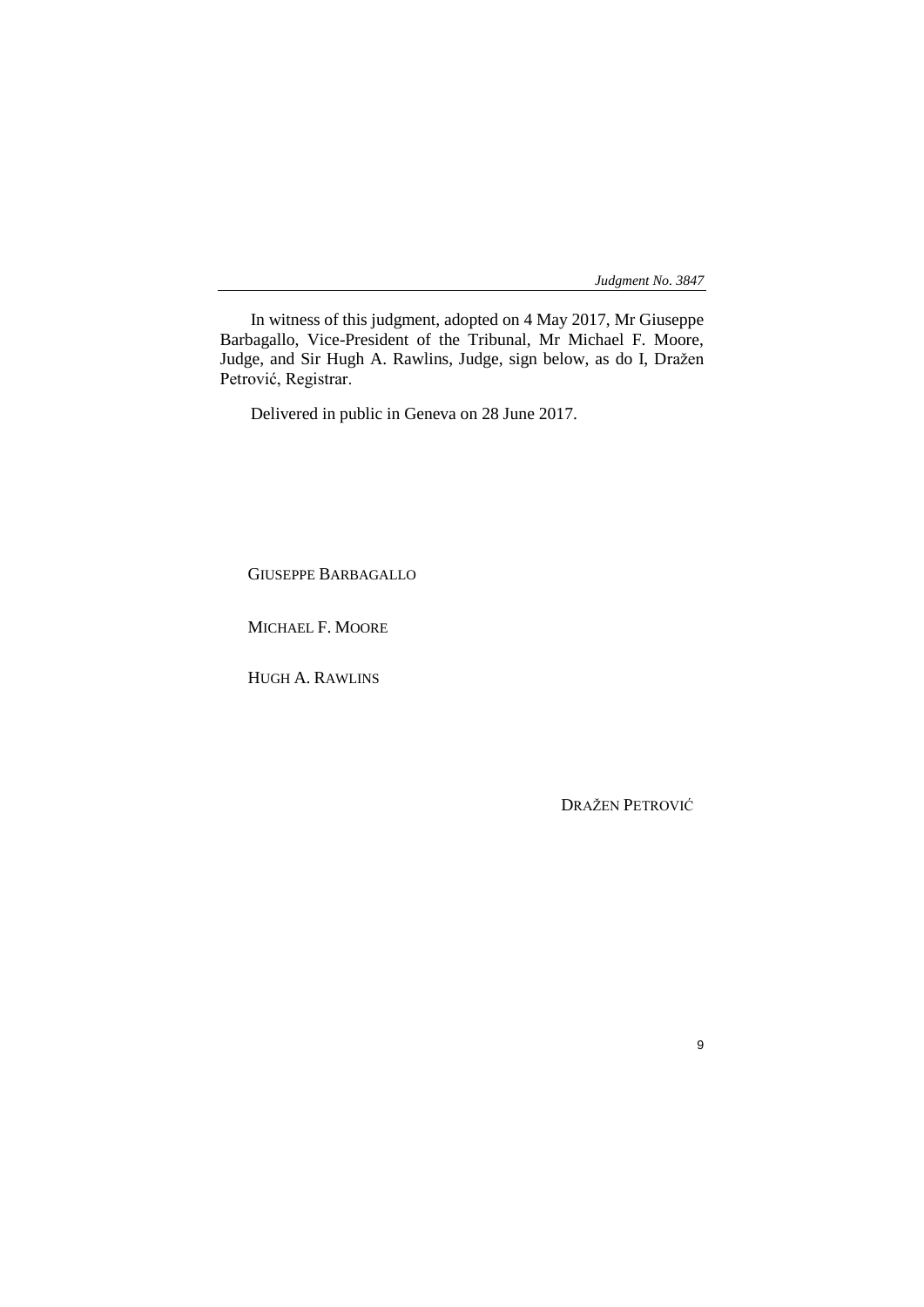In witness of this judgment, adopted on 4 May 2017, Mr Giuseppe Barbagallo, Vice-President of the Tribunal, Mr Michael F. Moore, Judge, and Sir Hugh A. Rawlins, Judge, sign below, as do I, Dražen Petrović, Registrar.

Delivered in public in Geneva on 28 June 2017.

GIUSEPPE BARBAGALLO

MICHAEL F. MOORE

HUGH A. RAWLINS

DRAŽEN PETROVIĆ